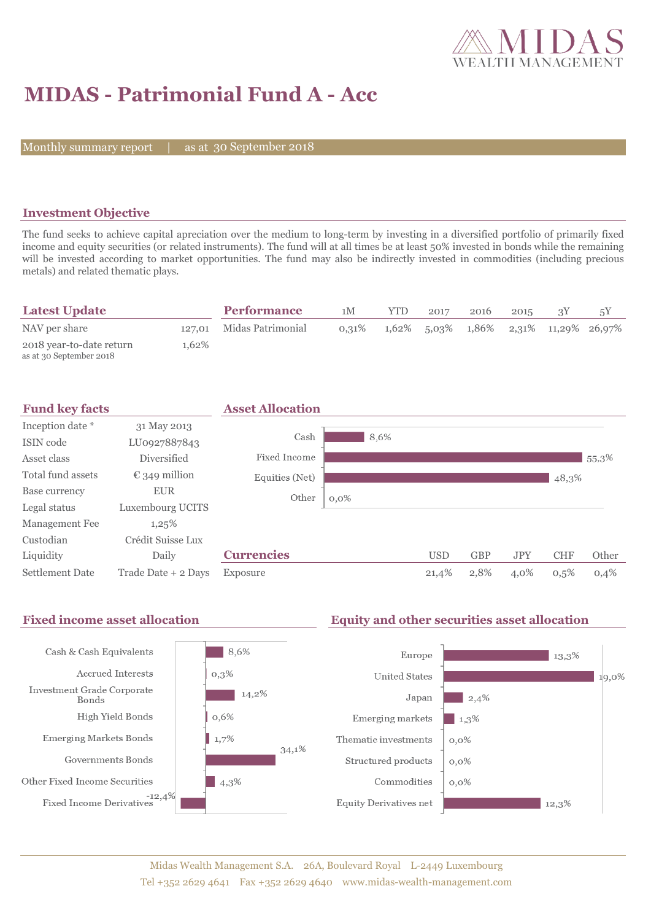# MIDAS - Patrimonial Fund A - Acc

Monthly summary report | as at 30 September 2018

## Investment Objective

The fund seeks to achieve capital apreciation over the medium to long-term by investing in a diversified portfolio of primarily fixed income and equity securities (or related instruments). The fund will at all times be at least 50% invested in bonds while the remaining will be invested according to market opportunities. The fund may also be indirectly invested in commodities (including precious metals) and related thematic plays.

## Latest Update

| | |
|---|---|
| NAV per share | 127,01 |
| 2018 year-to-date return<br>as at 30 September 2018 | 1,62% |

## Performance

| | 1M | YTD | 2017 | 2016 | 2015 | 3Y | 5Y |
|---|---|---|---|---|---|---|---|
| Midas Patrimonial | 0,31% | 1,62% | 5,03% | 1,86% | 2,31% | 11,29% | 26,97% |

## Fund key facts

| | |
|---|---|
| Inception date * | 31 May 2013 |
| ISIN code | LU0927887843 |
| Asset class | Diversified |
| Total fund assets | € 349 million |
| Base currency | EUR |
| Legal status | Luxembourg UCITS |
| Management Fee | 1,25% |
| Custodian | Crédit Suisse Lux |
| Liquidity | Daily |
| Settlement Date | Trade Date + 2 Days |

## Asset Allocation

| | |
|---|---|
| Cash | 8,6% |
| Fixed Income | 55,3% |
| Equities (Net) | 48,3% |
| Other | 0,0% |

## Currencies

| | USD | GBP | JPY | CHF | Other |
|---|---|---|---|---|---|
| Exposure | 21,4% | 2,8% | 4,0% | 0,5% | 0,4% |

## Fixed income asset allocation

| | |
|---|---|
| Cash & Cash Equivalents | 8,6% |
| Accrued Interests | 0,3% |
| Investment Grade Corporate Bonds | 14,2% |
| High Yield Bonds | 0,6% |
| Emerging Markets Bonds | 1,7% |
| Governments Bonds | 34,1% |
| Other Fixed Income Securities | 4,3% |
| Fixed Income Derivatives | -12,4% |

## Equity and other securities asset allocation

| | |
|---|---|
| Europe | 13,3% |
| United States | 19,0% |
| Japan | 2,4% |
| Emerging markets | 1,3% |
| Thematic investments | 0,0% |
| Structured products | 0,0% |
| Commodities | 0,0% |
| Equity Derivatives net | 12,3% |

Midas Wealth Management S.A. 26A, Boulevard Royal L-2449 Luxembourg
Tel +352 2629 4641 Fax +352 2629 4640 www.midas-wealth-management.com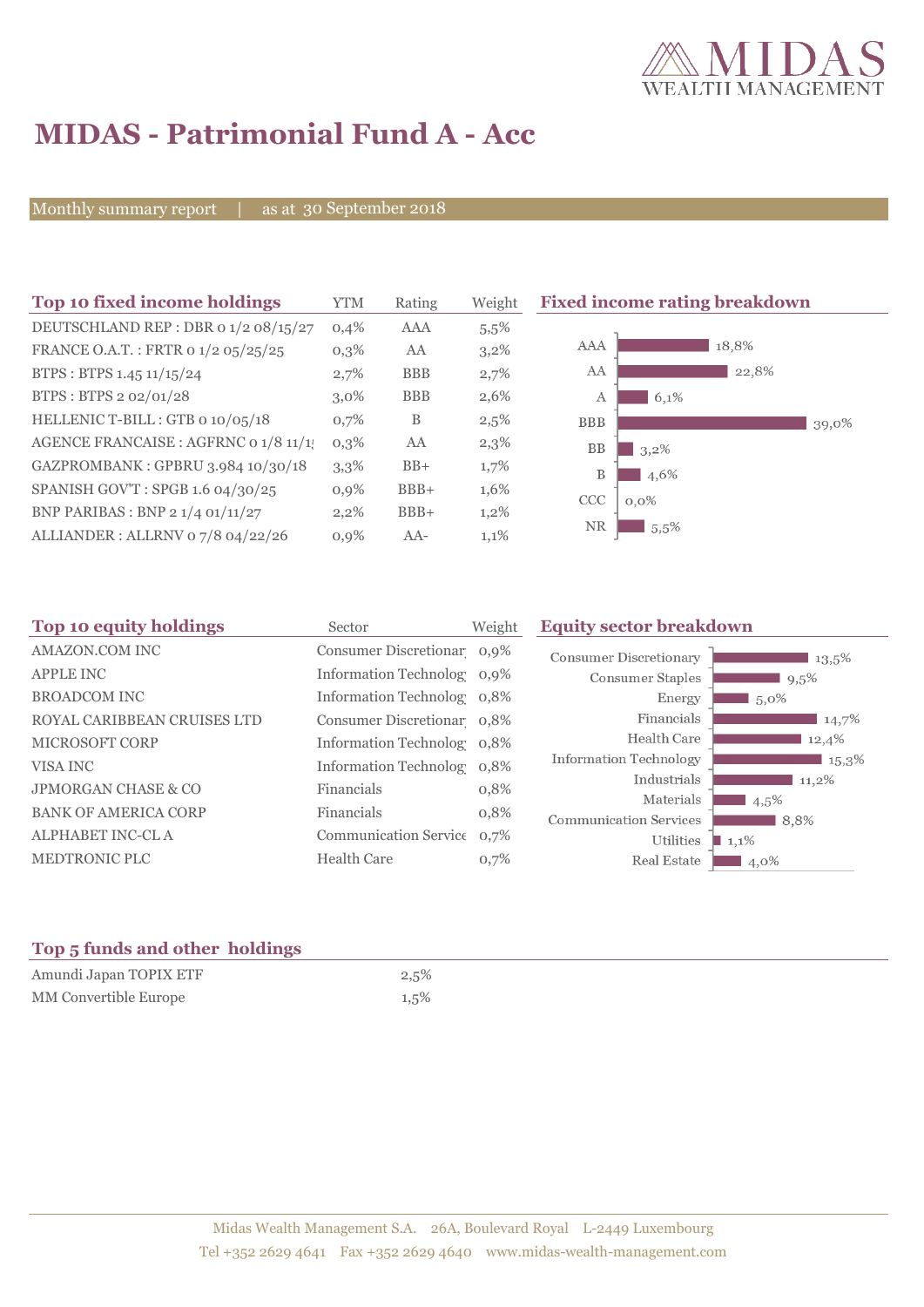# MIDAS - Patrimonial Fund A - Acc

Monthly summary report | as at 30 September 2018

## Top 10 fixed income holdings

| Top 10 fixed income holdings | YTM | Rating | Weight |
|---|---|---|---|
| DEUTSCHLAND REP : DBR 0 1/2 08/15/27 | 0,4% | AAA | 5,5% |
| FRANCE O.A.T. : FRTR 0 1/2 05/25/25 | 0,3% | AA | 3,2% |
| BTPS : BTPS 1.45 11/15/24 | 2,7% | BBB | 2,7% |
| BTPS : BTPS 2 02/01/28 | 3,0% | BBB | 2,6% |
| HELLENIC T-BILL : GTB 0 10/05/18 | 0,7% | B | 2,5% |
| AGENCE FRANCAISE : AGFRNC 0 1/8 11/1 | 0,3% | AA | 2,3% |
| GAZPROMBANK : GPBRU 3.984 10/30/18 | 3,3% | BB+ | 1,7% |
| SPANISH GOV'T : SPGB 1.6 04/30/25 | 0,9% | BBB+ | 1,6% |
| BNP PARIBAS : BNP 2 1/4 01/11/27 | 2,2% | BBB+ | 1,2% |
| ALLIANDER : ALLRNV 0 7/8 04/22/26 | 0,9% | AA- | 1,1% |

## Fixed income rating breakdown

| Rating | Weight |
|---|---|
| AAA | 18,8% |
| AA | 22,8% |
| A | 6,1% |
| BBB | 39,0% |
| BB | 3,2% |
| B | 4,6% |
| CCC | 0,0% |
| NR | 5,5% |

## Top 10 equity holdings

| Top 10 equity holdings | Sector | Weight |
|---|---|---|
| AMAZON.COM INC | Consumer Discretionar | 0,9% |
| APPLE INC | Information Technolog | 0,9% |
| BROADCOM INC | Information Technolog | 0,8% |
| ROYAL CARIBBEAN CRUISES LTD | Consumer Discretionar | 0,8% |
| MICROSOFT CORP | Information Technolog | 0,8% |
| VISA INC | Information Technolog | 0,8% |
| JPMORGAN CHASE & CO | Financials | 0,8% |
| BANK OF AMERICA CORP | Financials | 0,8% |
| ALPHABET INC-CL A | Communication Service | 0,7% |
| MEDTRONIC PLC | Health Care | 0,7% |

## Equity sector breakdown

| Sector | Weight |
|---|---|
| Consumer Discretionary | 13,5% |
| Consumer Staples | 9,5% |
| Energy | 5,0% |
| Financials | 14,7% |
| Health Care | 12,4% |
| Information Technology | 15,3% |
| Industrials | 11,2% |
| Materials | 4,5% |
| Communication Services | 8,8% |
| Utilities | 1,1% |
| Real Estate | 4,0% |

## Top 5 funds and other holdings

| Top 5 funds and other holdings | |
|---|---|
| Amundi Japan TOPIX ETF | 2,5% |
| MM Convertible Europe | 1,5% |

Midas Wealth Management S.A. 26A, Boulevard Royal L-2449 Luxembourg
Tel +352 2629 4641 Fax +352 2629 4640 www.midas-wealth-management.com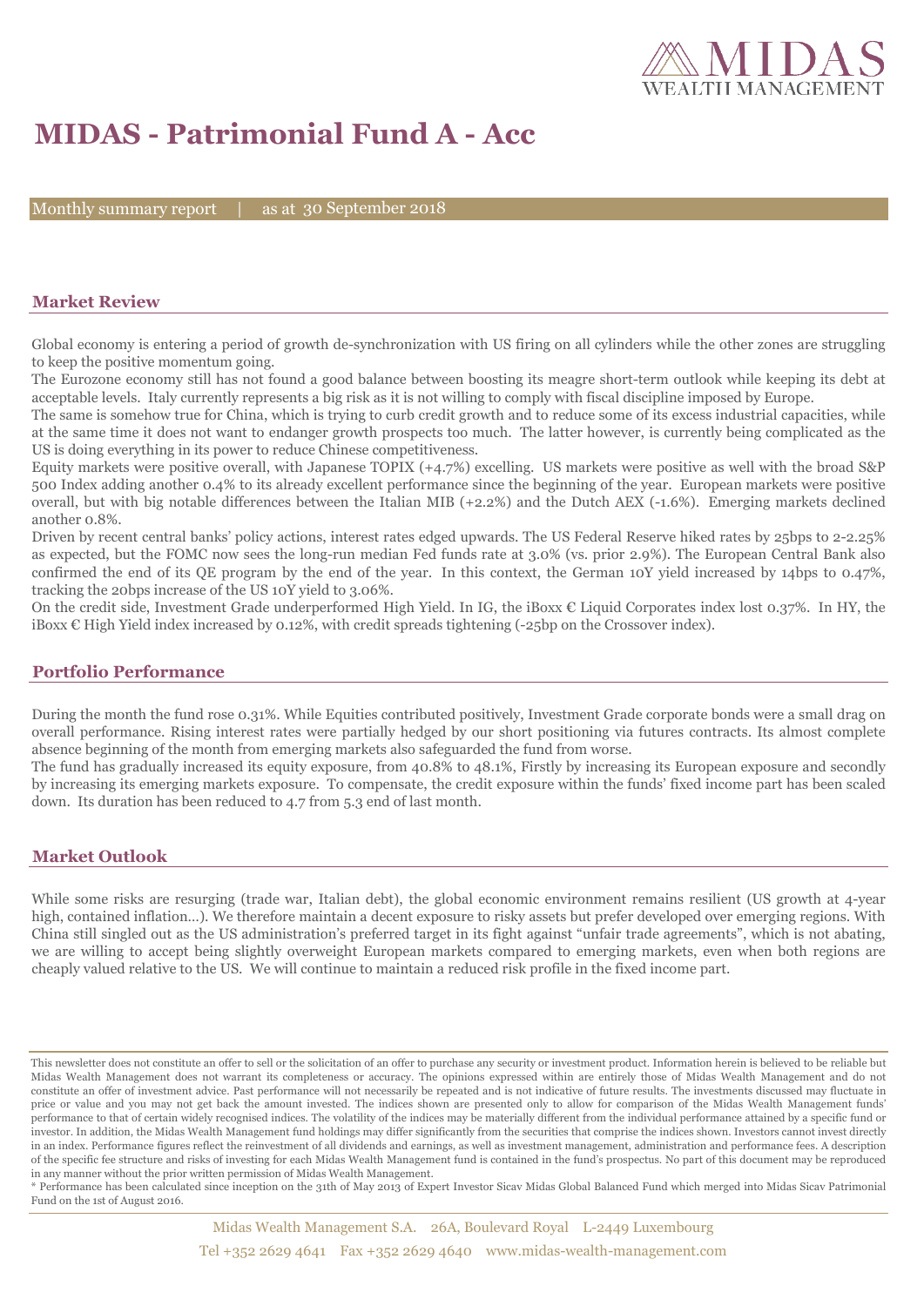# MIDAS - Patrimonial Fund A - Acc

Monthly summary report | as at 30 September 2018

## Market Review

Global economy is entering a period of growth de-synchronization with US firing on all cylinders while the other zones are struggling to keep the positive momentum going.
The Eurozone economy still has not found a good balance between boosting its meagre short-term outlook while keeping its debt at acceptable levels. Italy currently represents a big risk as it is not willing to comply with fiscal discipline imposed by Europe.
The same is somehow true for China, which is trying to curb credit growth and to reduce some of its excess industrial capacities, while at the same time it does not want to endanger growth prospects too much. The latter however, is currently being complicated as the US is doing everything in its power to reduce Chinese competitiveness.
Equity markets were positive overall, with Japanese TOPIX (+4.7%) excelling. US markets were positive as well with the broad S&P 500 Index adding another 0.4% to its already excellent performance since the beginning of the year. European markets were positive overall, but with big notable differences between the Italian MIB (+2.2%) and the Dutch AEX (-1.6%). Emerging markets declined another 0.8%.
Driven by recent central banks' policy actions, interest rates edged upwards. The US Federal Reserve hiked rates by 25bps to 2-2.25% as expected, but the FOMC now sees the long-run median Fed funds rate at 3.0% (vs. prior 2.9%). The European Central Bank also confirmed the end of its QE program by the end of the year. In this context, the German 10Y yield increased by 14bps to 0.47%, tracking the 20bps increase of the US 10Y yield to 3.06%.
On the credit side, Investment Grade underperformed High Yield. In IG, the iBoxx € Liquid Corporates index lost 0.37%. In HY, the iBoxx € High Yield index increased by 0.12%, with credit spreads tightening (-25bp on the Crossover index).

## Portfolio Performance

During the month the fund rose 0.31%. While Equities contributed positively, Investment Grade corporate bonds were a small drag on overall performance. Rising interest rates were partially hedged by our short positioning via futures contracts. Its almost complete absence beginning of the month from emerging markets also safeguarded the fund from worse.
The fund has gradually increased its equity exposure, from 40.8% to 48.1%, Firstly by increasing its European exposure and secondly by increasing its emerging markets exposure. To compensate, the credit exposure within the funds' fixed income part has been scaled down. Its duration has been reduced to 4.7 from 5.3 end of last month.

## Market Outlook

While some risks are resurging (trade war, Italian debt), the global economic environment remains resilient (US growth at 4-year high, contained inflation…). We therefore maintain a decent exposure to risky assets but prefer developed over emerging regions. With China still singled out as the US administration's preferred target in its fight against "unfair trade agreements", which is not abating, we are willing to accept being slightly overweight European markets compared to emerging markets, even when both regions are cheaply valued relative to the US. We will continue to maintain a reduced risk profile in the fixed income part.

This newsletter does not constitute an offer to sell or the solicitation of an offer to purchase any security or investment product. Information herein is believed to be reliable but Midas Wealth Management does not warrant its completeness or accuracy. The opinions expressed within are entirely those of Midas Wealth Management and do not constitute an offer of investment advice. Past performance will not necessarily be repeated and is not indicative of future results. The investments discussed may fluctuate in price or value and you may not get back the amount invested. The indices shown are presented only to allow for comparison of the Midas Wealth Management funds' performance to that of certain widely recognised indices. The volatility of the indices may be materially different from the individual performance attained by a specific fund or investor. In addition, the Midas Wealth Management fund holdings may differ significantly from the securities that comprise the indices shown. Investors cannot invest directly in an index. Performance figures reflect the reinvestment of all dividends and earnings, as well as investment management, administration and performance fees. A description of the specific fee structure and risks of investing for each Midas Wealth Management fund is contained in the fund's prospectus. No part of this document may be reproduced in any manner without the prior written permission of Midas Wealth Management.
* Performance has been calculated since inception on the 31th of May 2013 of Expert Investor Sicav Midas Global Balanced Fund which merged into Midas Sicav Patrimonial Fund on the 1st of August 2016.

Midas Wealth Management S.A. 26A, Boulevard Royal L-2449 Luxembourg
Tel +352 2629 4641 Fax +352 2629 4640 www.midas-wealth-management.com